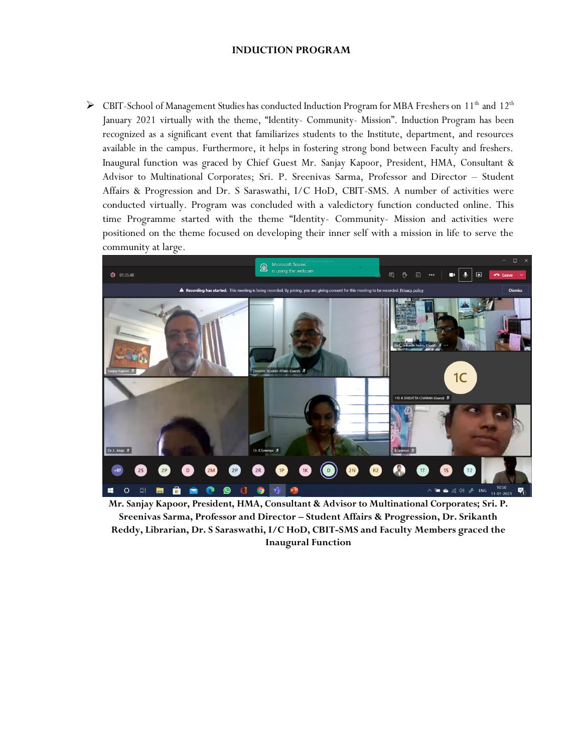# INDUCTION PROGRAM

- CBIT-School of Management Studies has conducted Induction Program for MBA Freshers on 11[th] and 12[th] January 2021 virtually with the theme, "Identity- Community- Mission". Induction Program has been recognized as a significant event that familiarizes students to the Institute, department, and resources available in the campus. Furthermore, it helps in fostering strong bond between Faculty and freshers. Inaugural function was graced by Chief Guest Mr. Sanjay Kapoor, President, HMA, Consultant & Advisor to Multinational Corporates; Sri. P. Sreenivas Sarma, Professor and Director – Student Affairs & Progression and Dr. S Saraswathi, I/C HoD, CBIT-SMS. A number of activities were conducted virtually. Program was concluded with a valedictory function conducted online. This time Programme started with the theme "Identity- Community- Mission and activities were positioned on the theme focused on developing their inner self with a mission in life to serve the community at large.

**Mr. Sanjay Kapoor, President, HMA, Consultant & Advisor to Multinational Corporates; Sri. P. Sreenivas Sarma, Professor and Director – Student Affairs & Progression, Dr. Srikanth Reddy, Librarian, Dr. S Saraswathi, I/C HoD, CBIT-SMS and Faculty Members graced the Inaugural Function**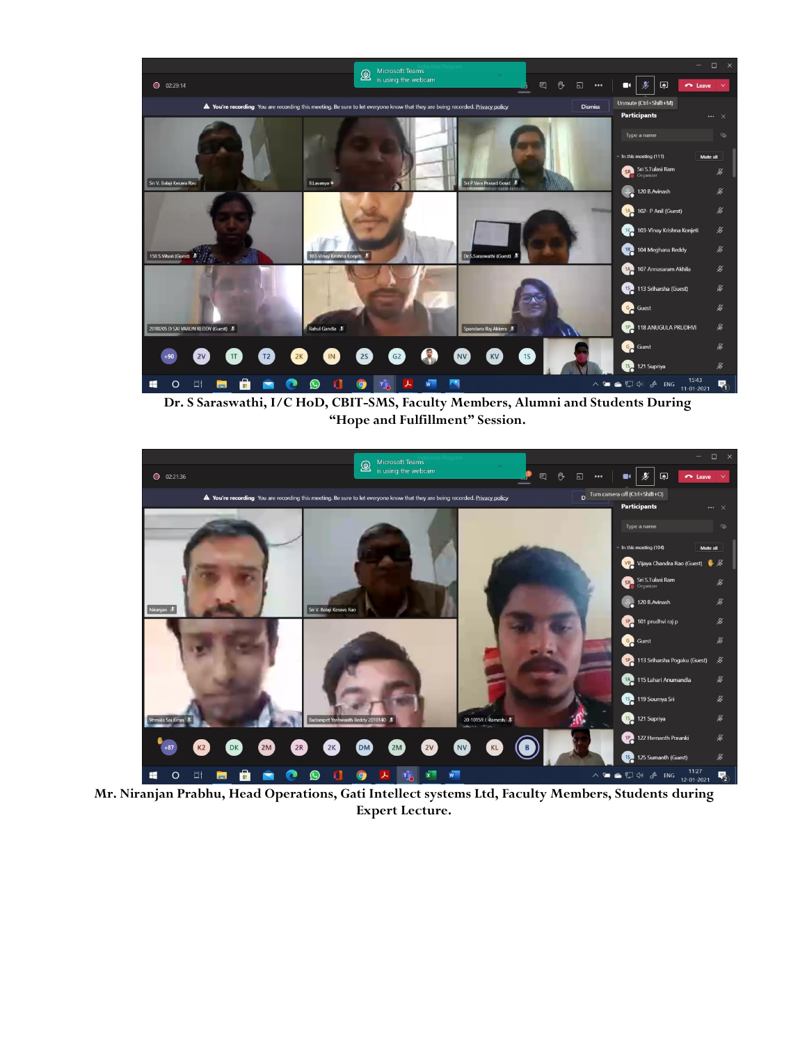**Dr. S Saraswathi, I/C HoD, CBIT-SMS, Faculty Members, Alumni and Students During "Hope and Fulfillment" Session.**

**Mr. Niranjan Prabhu, Head Operations, Gati Intellect systems Ltd, Faculty Members, Students during Expert Lecture.**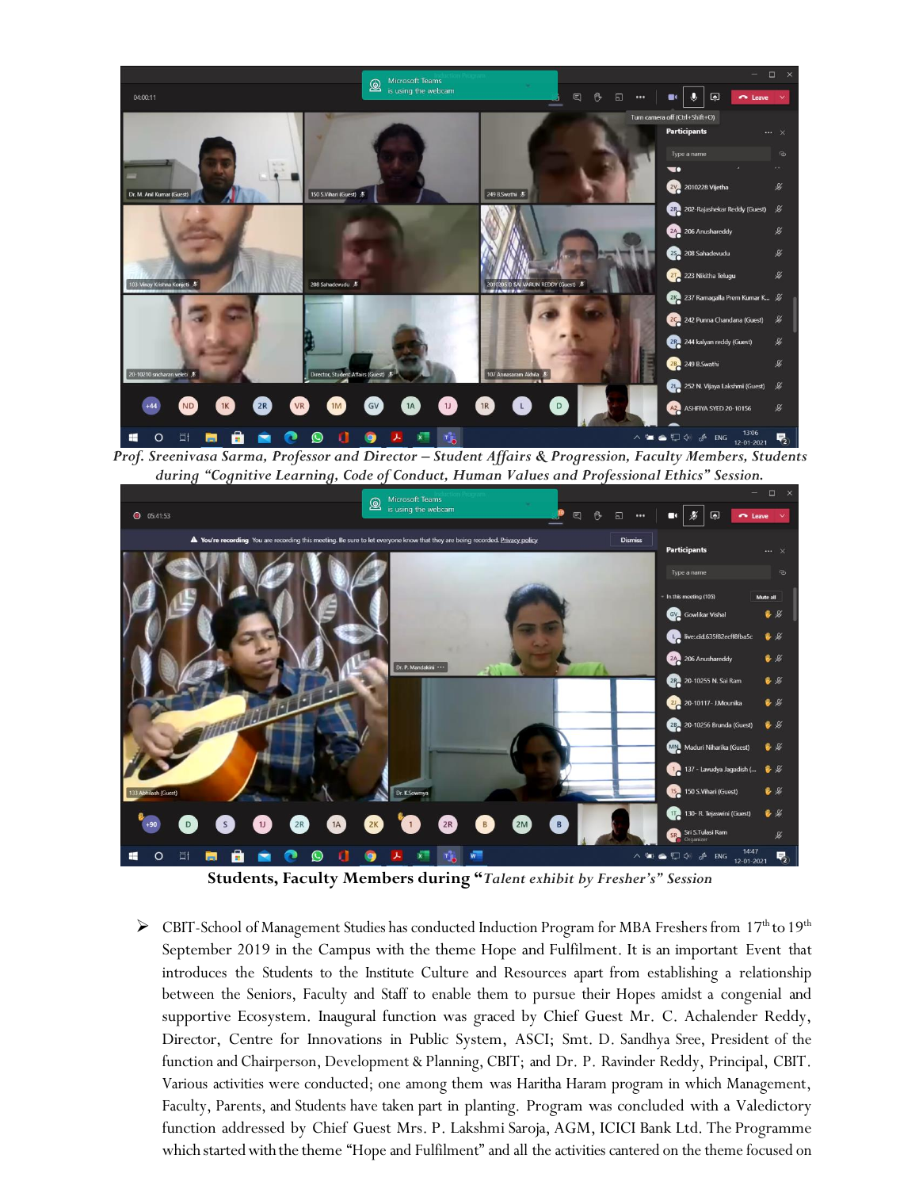*Prof. Sreenivasa Sarma, Professor and Director – Student Affairs & Progression, Faculty Members, Students during "Cognitive Learning, Code of Conduct, Human Values and Professional Ethics" Session.*

**Students, Faculty Members during "*Talent exhibit by Fresher's" Session***

- CBIT-School of Management Studies has conducted Induction Program for MBA Freshers from 17th to 19th September 2019 in the Campus with the theme Hope and Fulfilment. It is an important Event that introduces the Students to the Institute Culture and Resources apart from establishing a relationship between the Seniors, Faculty and Staff to enable them to pursue their Hopes amidst a congenial and supportive Ecosystem. Inaugural function was graced by Chief Guest Mr. C. Achalender Reddy, Director, Centre for Innovations in Public System, ASCI; Smt. D. Sandhya Sree, President of the function and Chairperson, Development & Planning, CBIT; and Dr. P. Ravinder Reddy, Principal, CBIT. Various activities were conducted; one among them was Haritha Haram program in which Management, Faculty, Parents, and Students have taken part in planting. Program was concluded with a Valedictory function addressed by Chief Guest Mrs. P. Lakshmi Saroja, AGM, ICICI Bank Ltd. The Programme which started with the theme "Hope and Fulfilment" and all the activities cantered on the theme focused on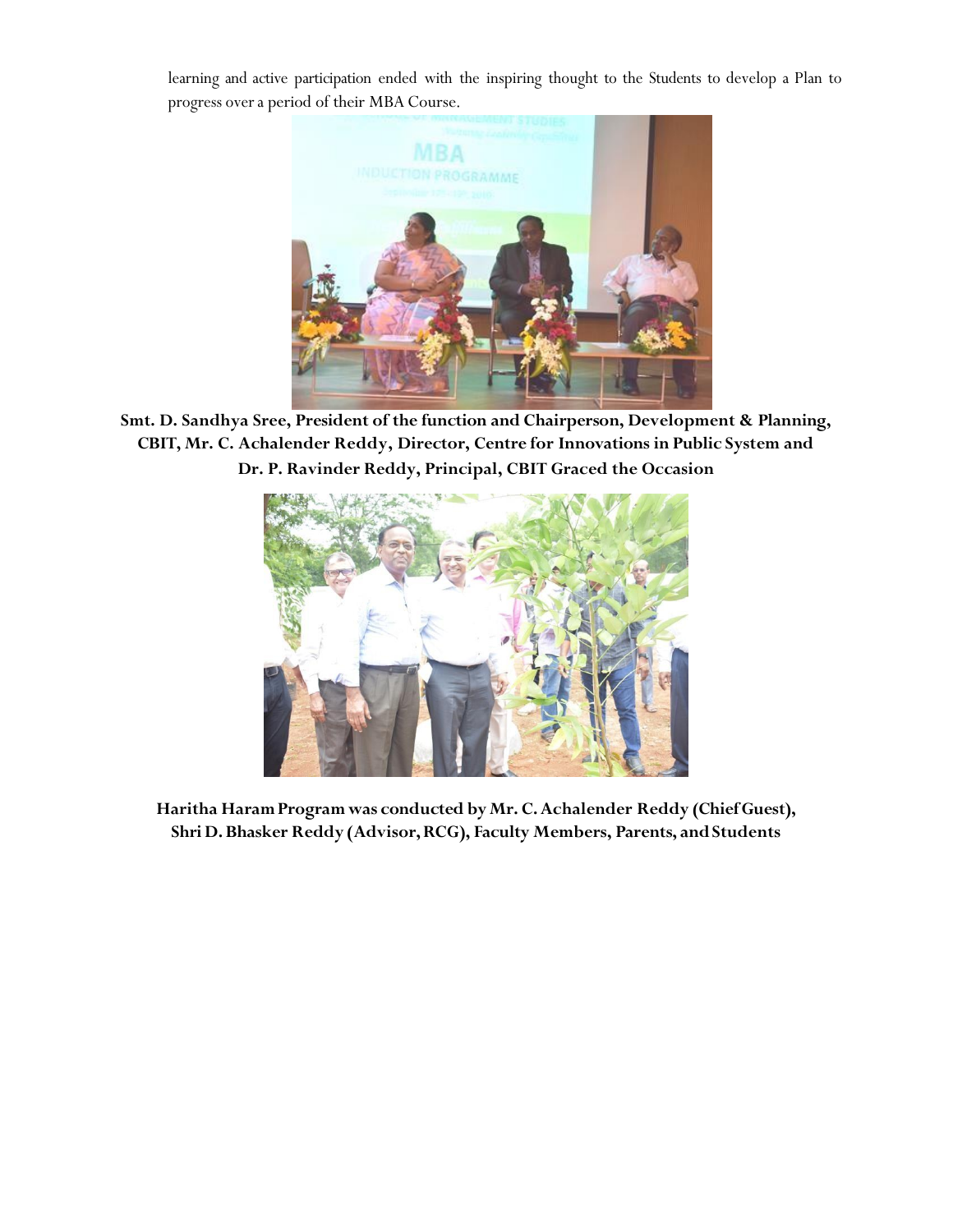learning and active participation ended with the inspiring thought to the Students to develop a Plan to progress over a period of their MBA Course.

**Smt. D. Sandhya Sree, President of the function and Chairperson, Development & Planning, CBIT, Mr. C. Achalender Reddy, Director, Centre for Innovations in Public System and Dr. P. Ravinder Reddy, Principal, CBIT Graced the Occasion**

**Haritha Haram Program was conducted by Mr. C. Achalender Reddy (Chief Guest), Shri D. Bhasker Reddy (Advisor, RCG), Faculty Members, Parents, and Students**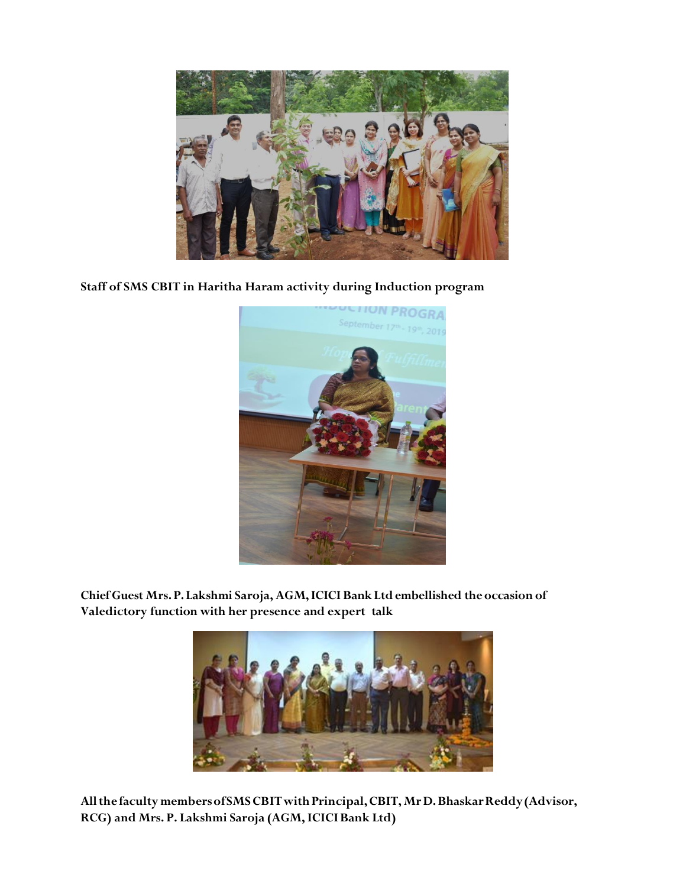**Staff of SMS CBIT in Haritha Haram activity during Induction program**

**Chief Guest Mrs. P. Lakshmi Saroja, AGM, ICICI Bank Ltd embellished the occasion of Valedictory function with her presence and expert talk**

**All the faculty members of SMS CBIT with Principal, CBIT, Mr D. Bhaskar Reddy (Advisor, RCG) and Mrs. P. Lakshmi Saroja (AGM, ICICI Bank Ltd)**